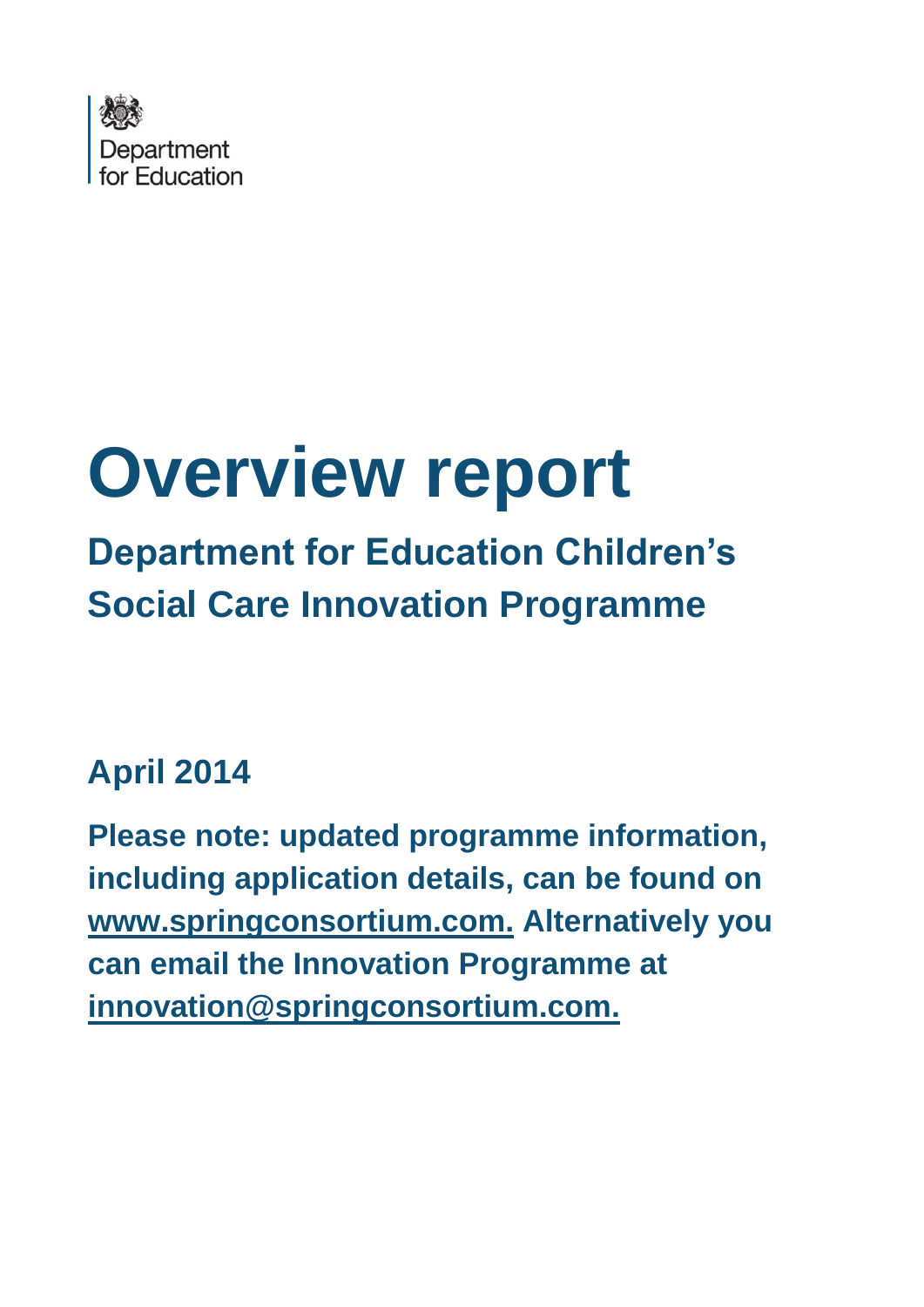Department for Education

# Overview report

## Department for Education Children's Social Care Innovation Programme

**April 2014**

**Please note: updated programme information, including application details, can be found on [www.springconsortium.com.](http://www.springconsortium.com) Alternatively you can email the Innovation Programme at [innovation@springconsortium.com.](mailto:innovation@springconsortium.com)**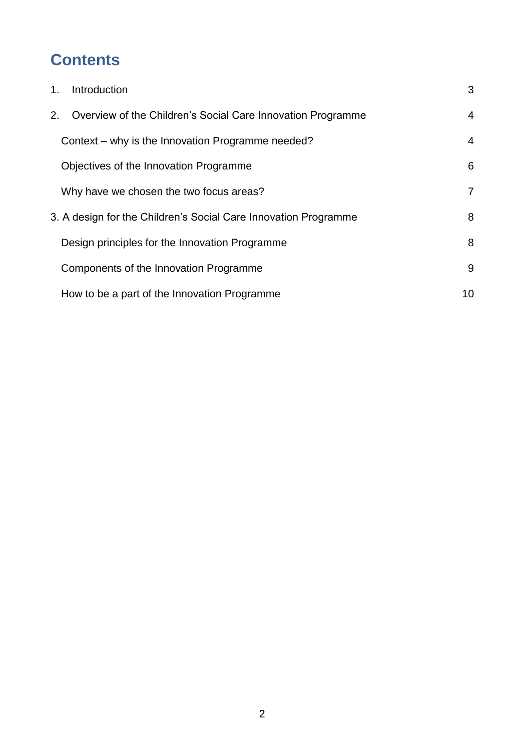# Contents

1. Introduction 3

2. Overview of the Children's Social Care Innovation Programme 4

   Context – why is the Innovation Programme needed? 4

   Objectives of the Innovation Programme 6

   Why have we chosen the two focus areas? 7

3. A design for the Children's Social Care Innovation Programme 8

   Design principles for the Innovation Programme 8

   Components of the Innovation Programme 9

   How to be a part of the Innovation Programme 10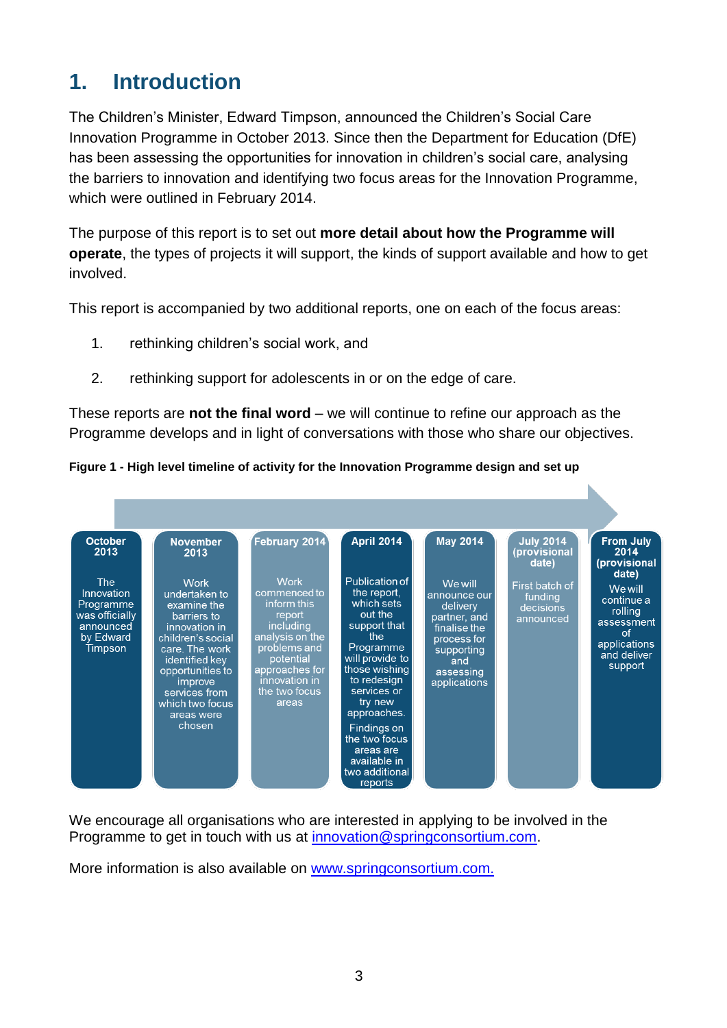# 1. Introduction

The Children's Minister, Edward Timpson, announced the Children's Social Care Innovation Programme in October 2013. Since then the Department for Education (DfE) has been assessing the opportunities for innovation in children's social care, analysing the barriers to innovation and identifying two focus areas for the Innovation Programme, which were outlined in February 2014.

The purpose of this report is to set out **more detail about how the Programme will operate**, the types of projects it will support, the kinds of support available and how to get involved.

This report is accompanied by two additional reports, one on each of the focus areas:

1. rethinking children's social work, and
2. rethinking support for adolescents in or on the edge of care.

These reports are **not the final word** – we will continue to refine our approach as the Programme develops and in light of conversations with those who share our objectives.

**Figure 1 - High level timeline of activity for the Innovation Programme design and set up**

| October 2013 | November 2013 | February 2014 | April 2014 | May 2014 | July 2014 (provisional date) | From July 2014 (provisional date) |
|---|---|---|---|---|---|---|
| The Innovation Programme was officially announced by Edward Timpson | Work undertaken to examine the barriers to innovation in children's social care. The work identified key opportunities to improve services from which two focus areas were chosen | Work commenced to inform this report including analysis on the problems and potential approaches for innovation in the two focus areas | Publication of the report, which sets out the support that the Programme will provide to those wishing to redesign services or try new approaches. Findings on the two focus areas are available in two additional reports | We will announce our delivery partner, and finalise the process for supporting and assessing applications | First batch of funding decisions announced | We will continue a rolling assessment of applications and deliver support |

We encourage all organisations who are interested in applying to be involved in the Programme to get in touch with us at innovation@springconsortium.com.

More information is also available on www.springconsortium.com.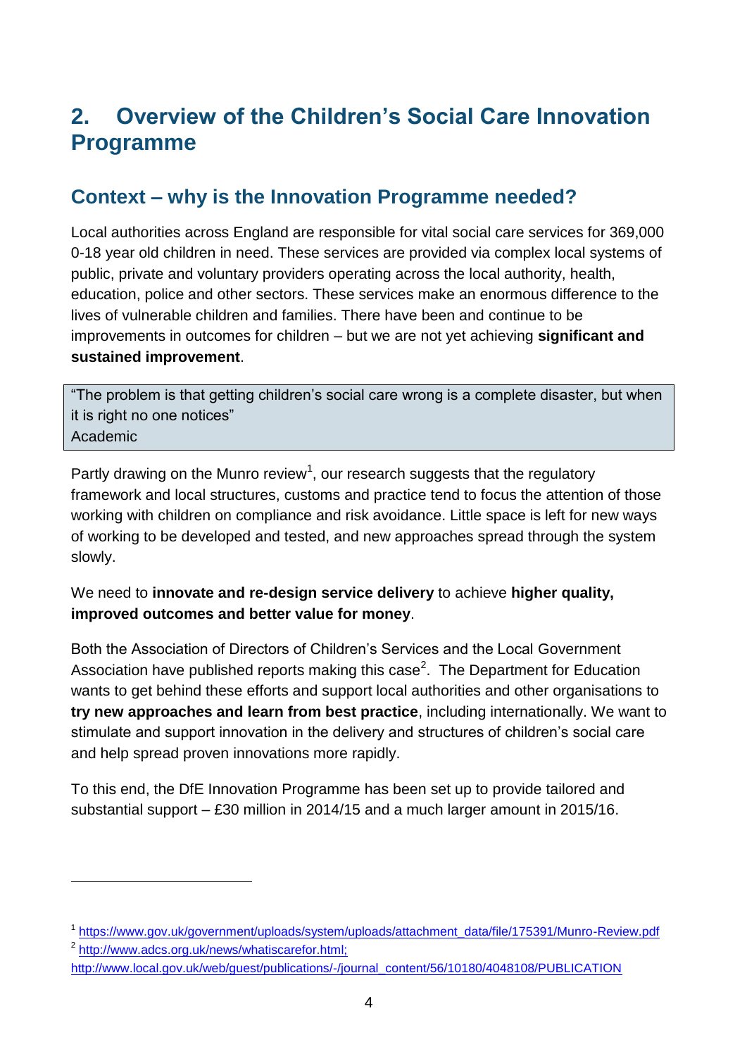# 2. Overview of the Children's Social Care Innovation Programme

## Context – why is the Innovation Programme needed?

Local authorities across England are responsible for vital social care services for 369,000 0-18 year old children in need. These services are provided via complex local systems of public, private and voluntary providers operating across the local authority, health, education, police and other sectors. These services make an enormous difference to the lives of vulnerable children and families. There have been and continue to be improvements in outcomes for children – but we are not yet achieving **significant and sustained improvement**.

> "The problem is that getting children's social care wrong is a complete disaster, but when it is right no one notices"
> Academic

Partly drawing on the Munro review[1], our research suggests that the regulatory framework and local structures, customs and practice tend to focus the attention of those working with children on compliance and risk avoidance. Little space is left for new ways of working to be developed and tested, and new approaches spread through the system slowly.

We need to **innovate and re-design service delivery** to achieve **higher quality, improved outcomes and better value for money**.

Both the Association of Directors of Children's Services and the Local Government Association have published reports making this case[2]. The Department for Education wants to get behind these efforts and support local authorities and other organisations to **try new approaches and learn from best practice**, including internationally. We want to stimulate and support innovation in the delivery and structures of children's social care and help spread proven innovations more rapidly.

To this end, the DfE Innovation Programme has been set up to provide tailored and substantial support – £30 million in 2014/15 and a much larger amount in 2015/16.

---

[1] https://www.gov.uk/government/uploads/system/uploads/attachment_data/file/175391/Munro-Review.pdf

[2] http://www.adcs.org.uk/news/whatiscarefor.html; http://www.local.gov.uk/web/guest/publications/-/journal_content/56/10180/4048108/PUBLICATION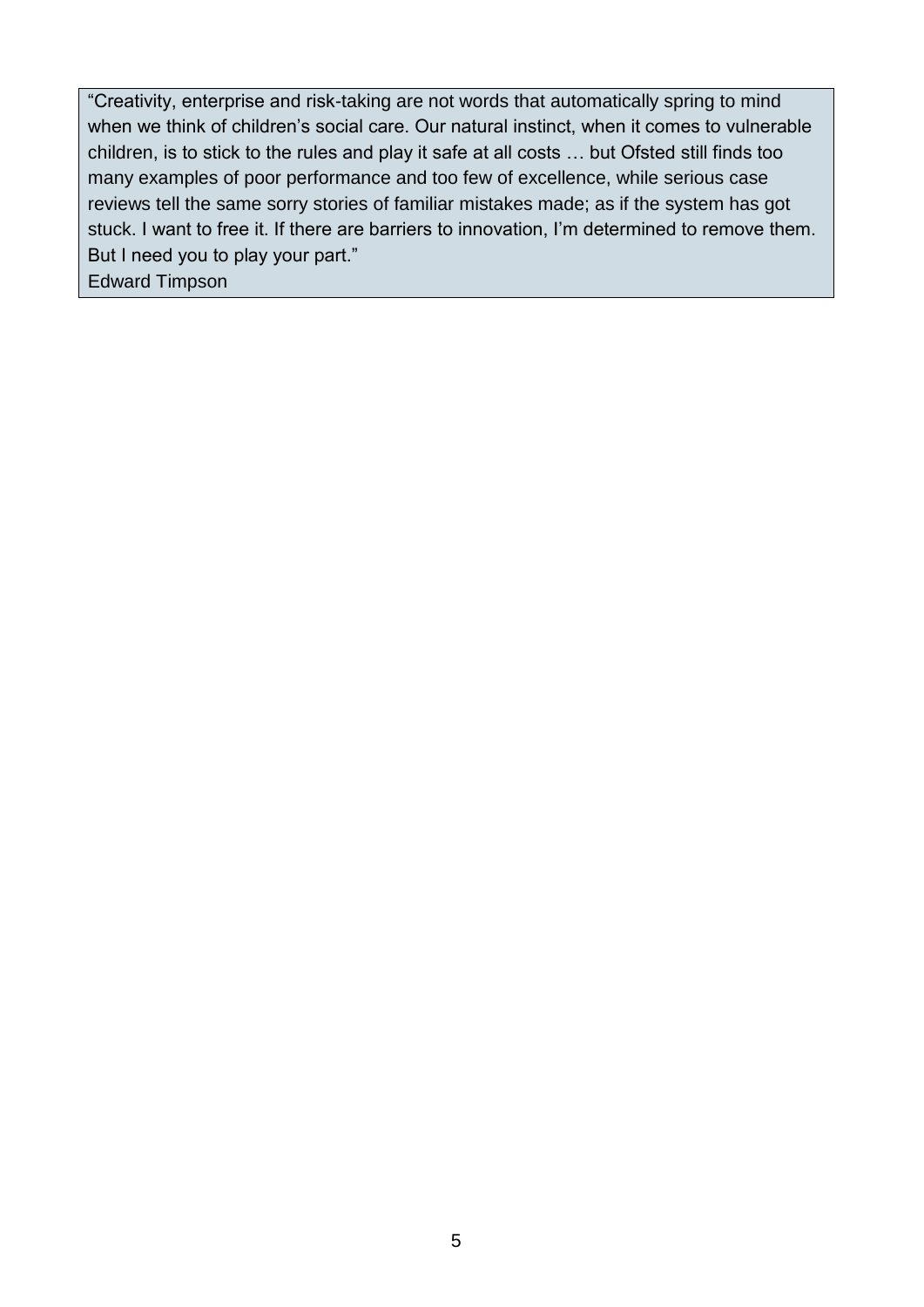> "Creativity, enterprise and risk-taking are not words that automatically spring to mind when we think of children's social care. Our natural instinct, when it comes to vulnerable children, is to stick to the rules and play it safe at all costs … but Ofsted still finds too many examples of poor performance and too few of excellence, while serious case reviews tell the same sorry stories of familiar mistakes made; as if the system has got stuck. I want to free it. If there are barriers to innovation, I'm determined to remove them. But I need you to play your part."
>
> Edward Timpson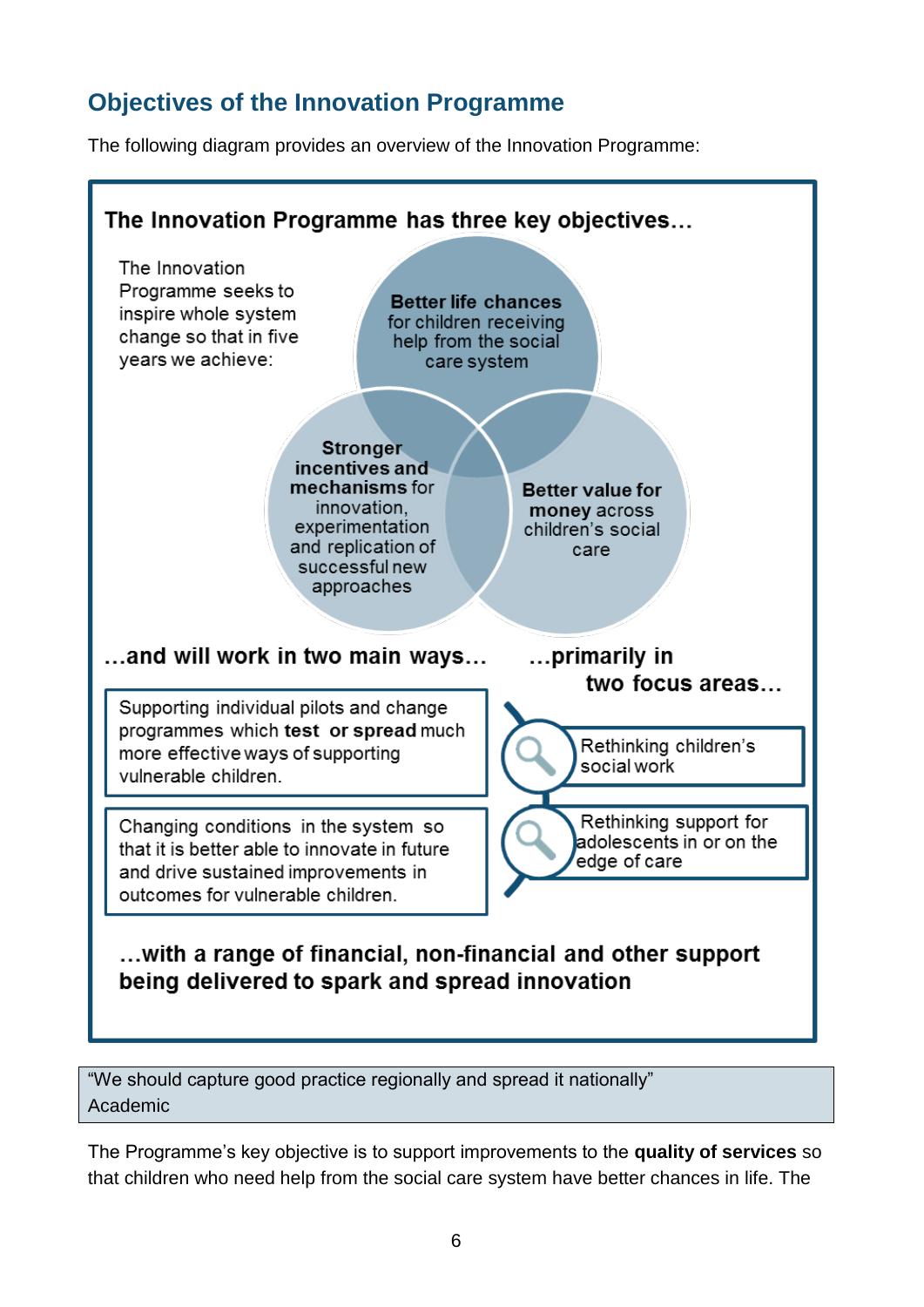## Objectives of the Innovation Programme

The following diagram provides an overview of the Innovation Programme:

**The Innovation Programme has three key objectives…**

The Innovation Programme seeks to inspire whole system change so that in five years we achieve:

- **Better life chances** for children receiving help from the social care system
- **Stronger incentives and mechanisms** for innovation, experimentation and replication of successful new approaches
- **Better value for money** across children's social care

**…and will work in two main ways…**

- Supporting individual pilots and change programmes which **test or spread** much more effective ways of supporting vulnerable children.
- Changing conditions in the system so that it is better able to innovate in future and drive sustained improvements in outcomes for vulnerable children.

**…primarily in two focus areas…**

- Rethinking children's social work
- Rethinking support for adolescents in or on the edge of care

**…with a range of financial, non-financial and other support being delivered to spark and spread innovation**

> "We should capture good practice regionally and spread it nationally"
> Academic

The Programme's key objective is to support improvements to the **quality of services** so that children who need help from the social care system have better chances in life. The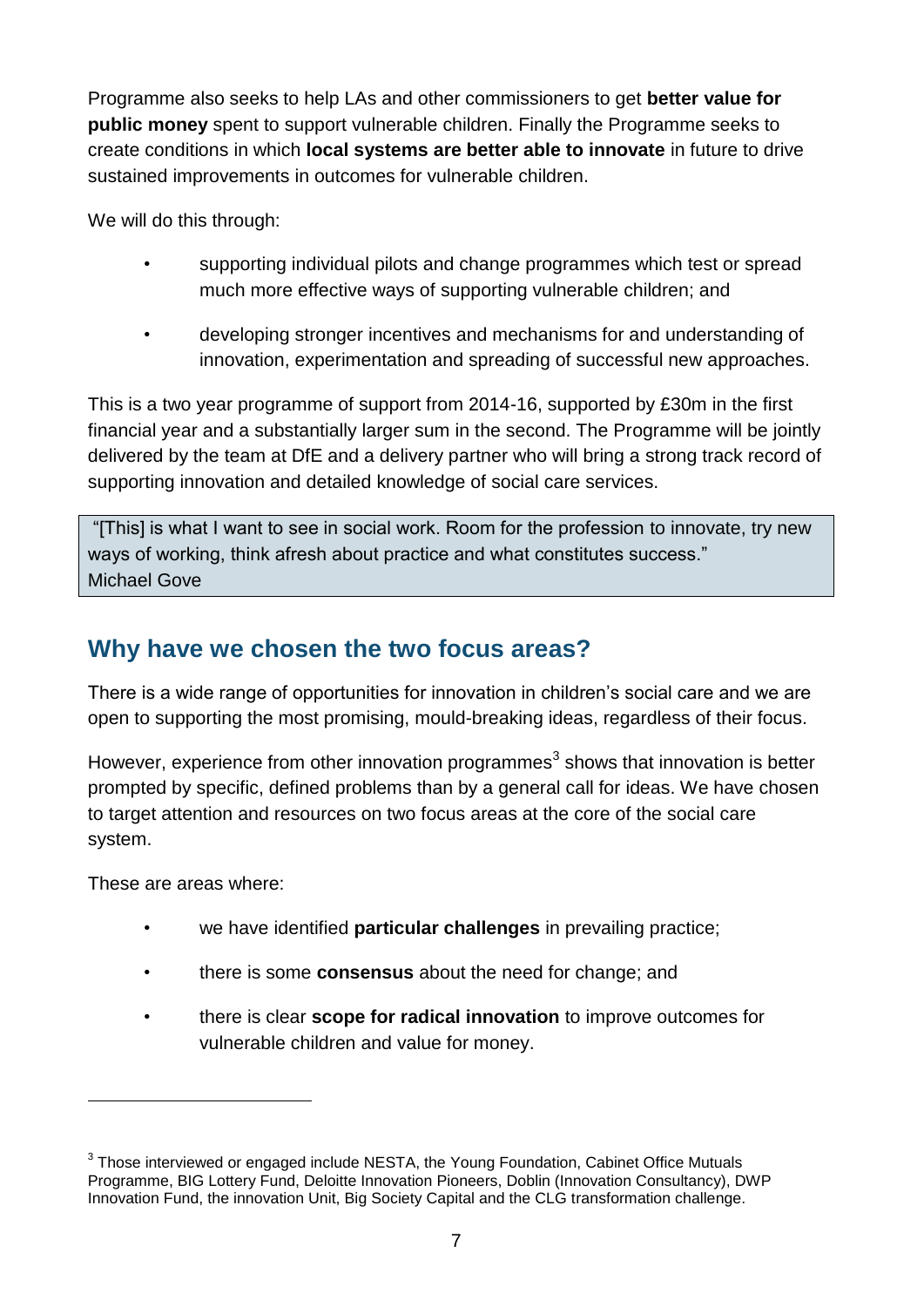Programme also seeks to help LAs and other commissioners to get **better value for public money** spent to support vulnerable children. Finally the Programme seeks to create conditions in which **local systems are better able to innovate** in future to drive sustained improvements in outcomes for vulnerable children.

We will do this through:

- supporting individual pilots and change programmes which test or spread much more effective ways of supporting vulnerable children; and
- developing stronger incentives and mechanisms for and understanding of innovation, experimentation and spreading of successful new approaches.

This is a two year programme of support from 2014-16, supported by £30m in the first financial year and a substantially larger sum in the second. The Programme will be jointly delivered by the team at DfE and a delivery partner who will bring a strong track record of supporting innovation and detailed knowledge of social care services.

> "[This] is what I want to see in social work. Room for the profession to innovate, try new ways of working, think afresh about practice and what constitutes success."
> Michael Gove

## Why have we chosen the two focus areas?

There is a wide range of opportunities for innovation in children's social care and we are open to supporting the most promising, mould-breaking ideas, regardless of their focus.

However, experience from other innovation programmes[3] shows that innovation is better prompted by specific, defined problems than by a general call for ideas. We have chosen to target attention and resources on two focus areas at the core of the social care system.

These are areas where:

- we have identified **particular challenges** in prevailing practice;
- there is some **consensus** about the need for change; and
- there is clear **scope for radical innovation** to improve outcomes for vulnerable children and value for money.

---

[3] Those interviewed or engaged include NESTA, the Young Foundation, Cabinet Office Mutuals Programme, BIG Lottery Fund, Deloitte Innovation Pioneers, Doblin (Innovation Consultancy), DWP Innovation Fund, the innovation Unit, Big Society Capital and the CLG transformation challenge.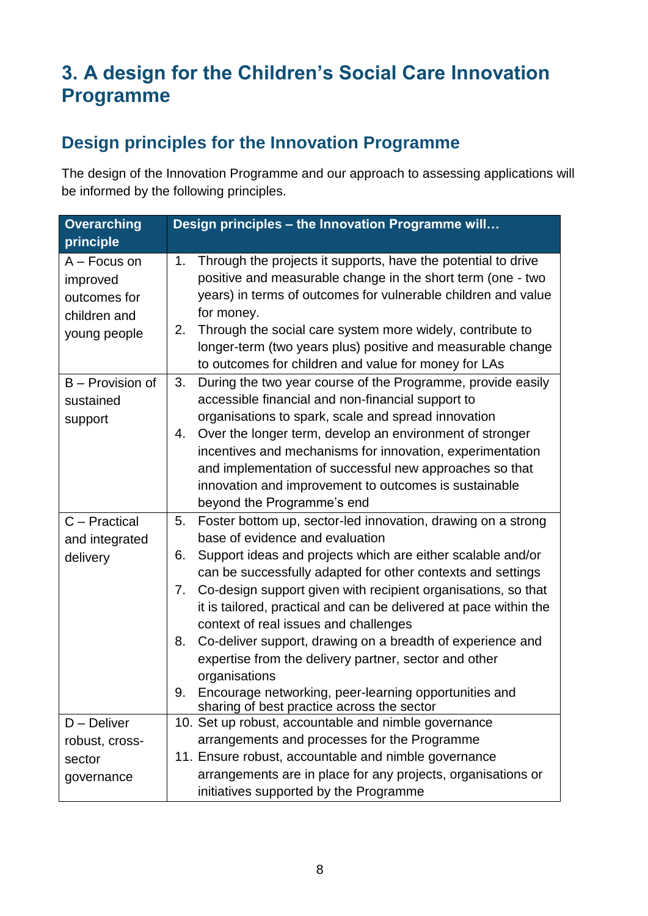# 3. A design for the Children's Social Care Innovation Programme

## Design principles for the Innovation Programme

The design of the Innovation Programme and our approach to assessing applications will be informed by the following principles.

| Overarching principle | Design principles – the Innovation Programme will… |
|---|---|
| A – Focus on improved outcomes for children and young people | 1. Through the projects it supports, have the potential to drive positive and measurable change in the short term (one - two years) in terms of outcomes for vulnerable children and value for money.<br>2. Through the social care system more widely, contribute to longer-term (two years plus) positive and measurable change to outcomes for children and value for money for LAs |
| B – Provision of sustained support | 3. During the two year course of the Programme, provide easily accessible financial and non-financial support to organisations to spark, scale and spread innovation<br>4. Over the longer term, develop an environment of stronger incentives and mechanisms for innovation, experimentation and implementation of successful new approaches so that innovation and improvement to outcomes is sustainable beyond the Programme's end |
| C – Practical and integrated delivery | 5. Foster bottom up, sector-led innovation, drawing on a strong base of evidence and evaluation<br>6. Support ideas and projects which are either scalable and/or can be successfully adapted for other contexts and settings<br>7. Co-design support given with recipient organisations, so that it is tailored, practical and can be delivered at pace within the context of real issues and challenges<br>8. Co-deliver support, drawing on a breadth of experience and expertise from the delivery partner, sector and other organisations<br>9. Encourage networking, peer-learning opportunities and sharing of best practice across the sector |
| D – Deliver robust, cross-sector governance | 10. Set up robust, accountable and nimble governance arrangements and processes for the Programme<br>11. Ensure robust, accountable and nimble governance arrangements are in place for any projects, organisations or initiatives supported by the Programme |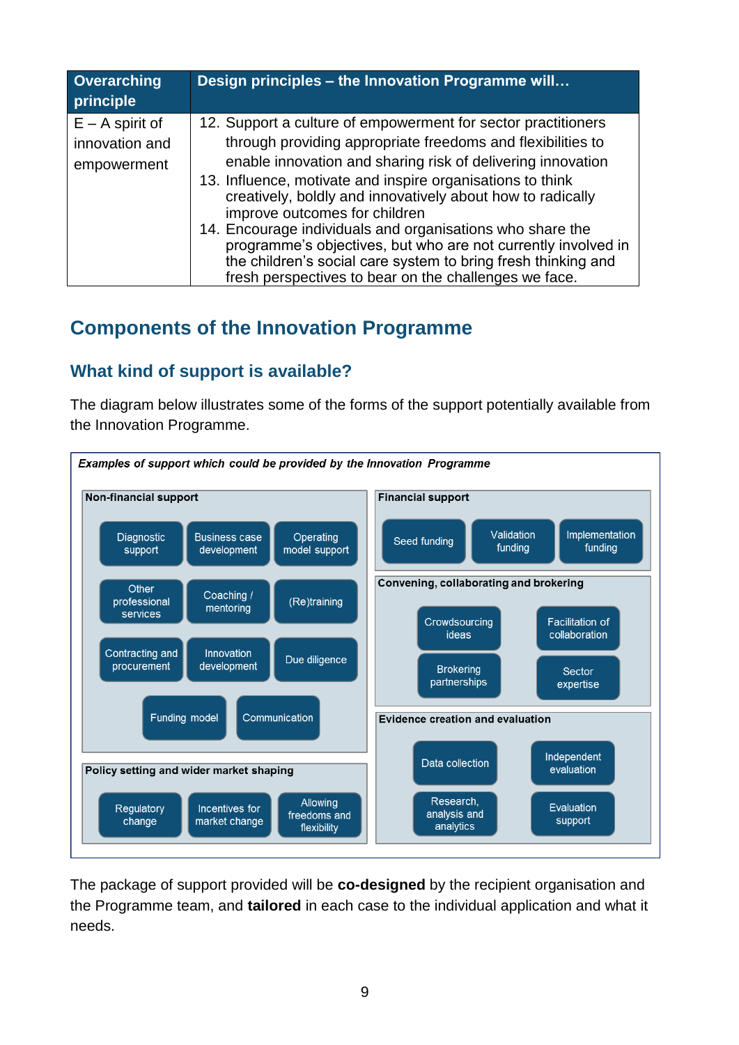| Overarching principle | Design principles – the Innovation Programme will… |
|---|---|
| E – A spirit of innovation and empowerment | 12. Support a culture of empowerment for sector practitioners through providing appropriate freedoms and flexibilities to enable innovation and sharing risk of delivering innovation<br>13. Influence, motivate and inspire organisations to think creatively, boldly and innovatively about how to radically improve outcomes for children<br>14. Encourage individuals and organisations who share the programme's objectives, but who are not currently involved in the children's social care system to bring fresh thinking and fresh perspectives to bear on the challenges we face. |

## Components of the Innovation Programme

### What kind of support is available?

The diagram below illustrates some of the forms of the support potentially available from the Innovation Programme.

***Examples of support which could be provided by the Innovation Programme***

**Non-financial support**
- Diagnostic support
- Business case development
- Operating model support
- Other professional services
- Coaching / mentoring
- (Re)training
- Contracting and procurement
- Innovation development
- Due diligence
- Funding model
- Communication

**Policy setting and wider market shaping**
- Regulatory change
- Incentives for market change
- Allowing freedoms and flexibility

**Financial support**
- Seed funding
- Validation funding
- Implementation funding

**Convening, collaborating and brokering**
- Crowdsourcing ideas
- Facilitation of collaboration
- Brokering partnerships
- Sector expertise

**Evidence creation and evaluation**
- Data collection
- Independent evaluation
- Research, analysis and analytics
- Evaluation support

The package of support provided will be **co-designed** by the recipient organisation and the Programme team, and **tailored** in each case to the individual application and what it needs.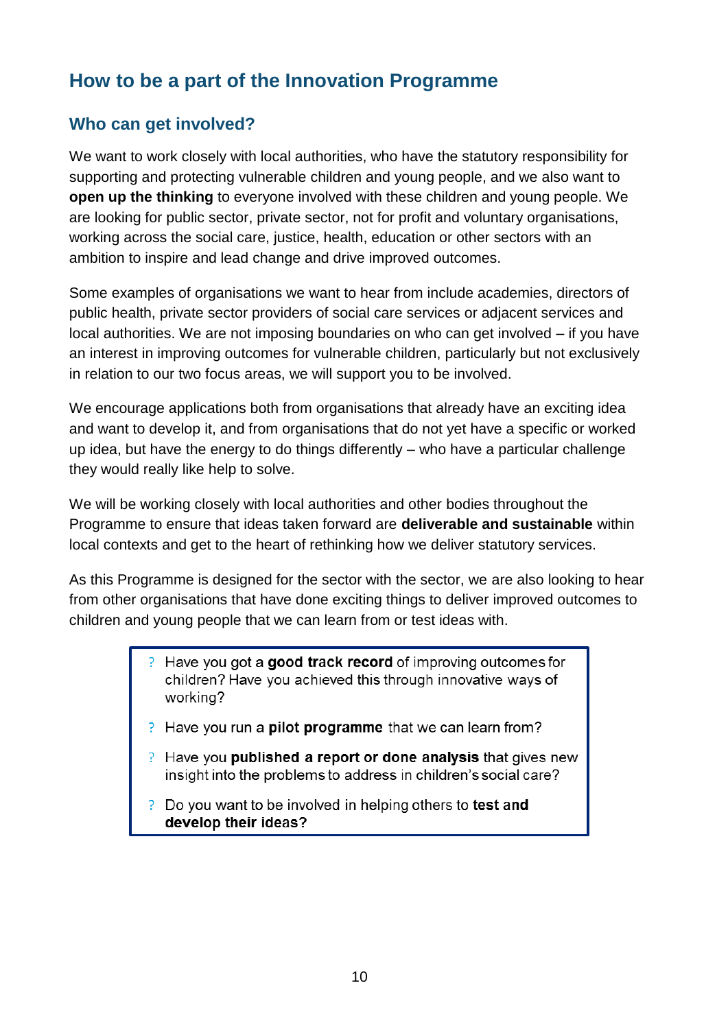# How to be a part of the Innovation Programme

## Who can get involved?

We want to work closely with local authorities, who have the statutory responsibility for supporting and protecting vulnerable children and young people, and we also want to **open up the thinking** to everyone involved with these children and young people. We are looking for public sector, private sector, not for profit and voluntary organisations, working across the social care, justice, health, education or other sectors with an ambition to inspire and lead change and drive improved outcomes.

Some examples of organisations we want to hear from include academies, directors of public health, private sector providers of social care services or adjacent services and local authorities. We are not imposing boundaries on who can get involved – if you have an interest in improving outcomes for vulnerable children, particularly but not exclusively in relation to our two focus areas, we will support you to be involved.

We encourage applications both from organisations that already have an exciting idea and want to develop it, and from organisations that do not yet have a specific or worked up idea, but have the energy to do things differently – who have a particular challenge they would really like help to solve.

We will be working closely with local authorities and other bodies throughout the Programme to ensure that ideas taken forward are **deliverable and sustainable** within local contexts and get to the heart of rethinking how we deliver statutory services.

As this Programme is designed for the sector with the sector, we are also looking to hear from other organisations that have done exciting things to deliver improved outcomes to children and young people that we can learn from or test ideas with.

- Have you got a **good track record** of improving outcomes for children? Have you achieved this through innovative ways of working?
- Have you run a **pilot programme** that we can learn from?
- Have you **published a report or done analysis** that gives new insight into the problems to address in children's social care?
- Do you want to be involved in helping others to **test and develop their ideas?**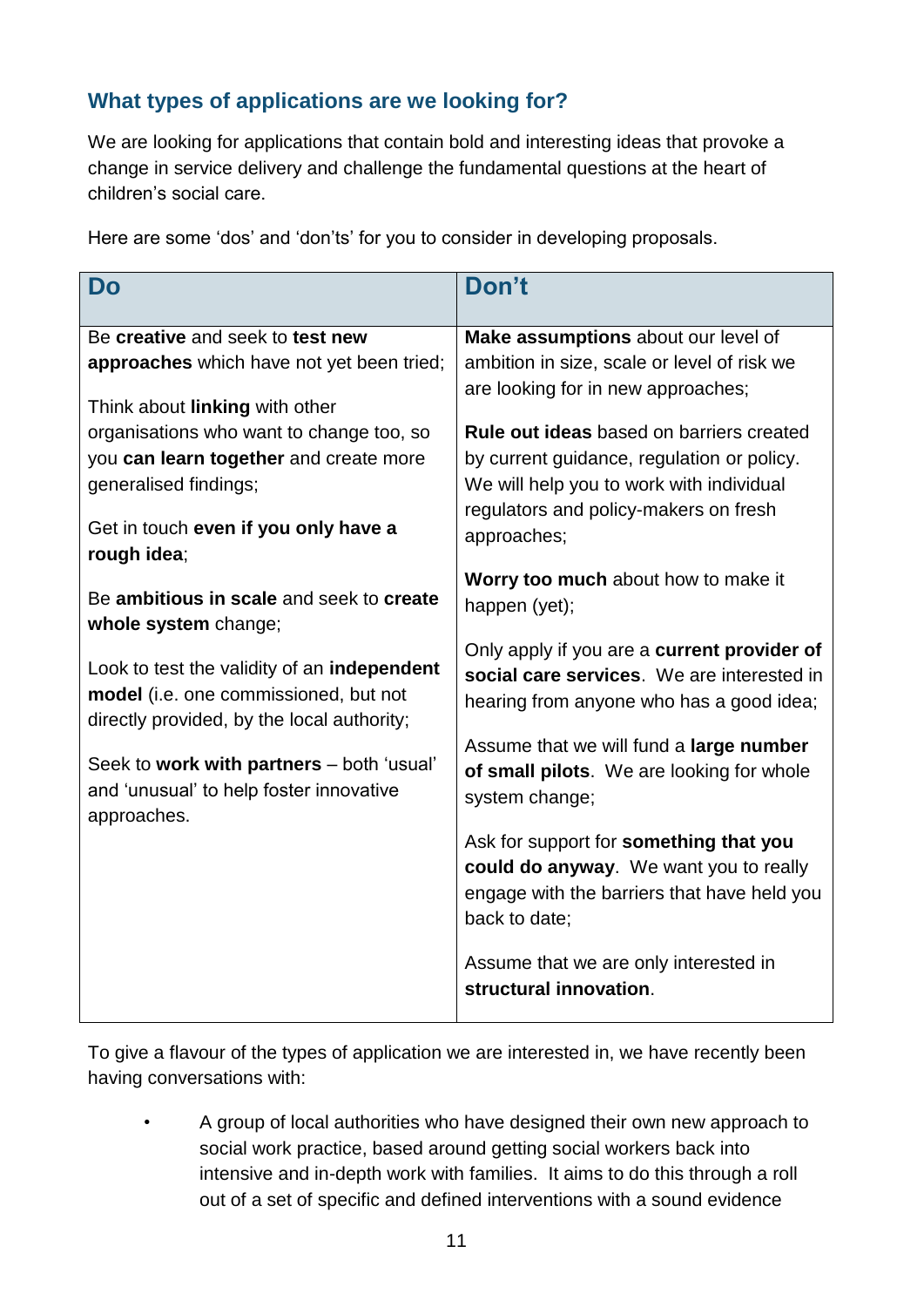## What types of applications are we looking for?

We are looking for applications that contain bold and interesting ideas that provoke a change in service delivery and challenge the fundamental questions at the heart of children's social care.

Here are some 'dos' and 'don'ts' for you to consider in developing proposals.

| Do | Don't |
|---|---|
| Be **creative** and seek to **test new approaches** which have not yet been tried; | **Make assumptions** about our level of ambition in size, scale or level of risk we are looking for in new approaches; |
| Think about **linking** with other organisations who want to change too, so you **can learn together** and create more generalised findings; | **Rule out ideas** based on barriers created by current guidance, regulation or policy. We will help you to work with individual regulators and policy-makers on fresh approaches; |
| Get in touch **even if you only have a rough idea**; | **Worry too much** about how to make it happen (yet); |
| Be **ambitious in scale** and seek to **create whole system** change; | Only apply if you are a **current provider of social care services**. We are interested in hearing from anyone who has a good idea; |
| Look to test the validity of an **independent model** (i.e. one commissioned, but not directly provided, by the local authority; | Assume that we will fund a **large number of small pilots**. We are looking for whole system change; |
| Seek to **work with partners** – both 'usual' and 'unusual' to help foster innovative approaches. | Ask for support for **something that you could do anyway**. We want you to really engage with the barriers that have held you back to date; |
| | Assume that we are only interested in **structural innovation**. |

To give a flavour of the types of application we are interested in, we have recently been having conversations with:

- A group of local authorities who have designed their own new approach to social work practice, based around getting social workers back into intensive and in-depth work with families. It aims to do this through a roll out of a set of specific and defined interventions with a sound evidence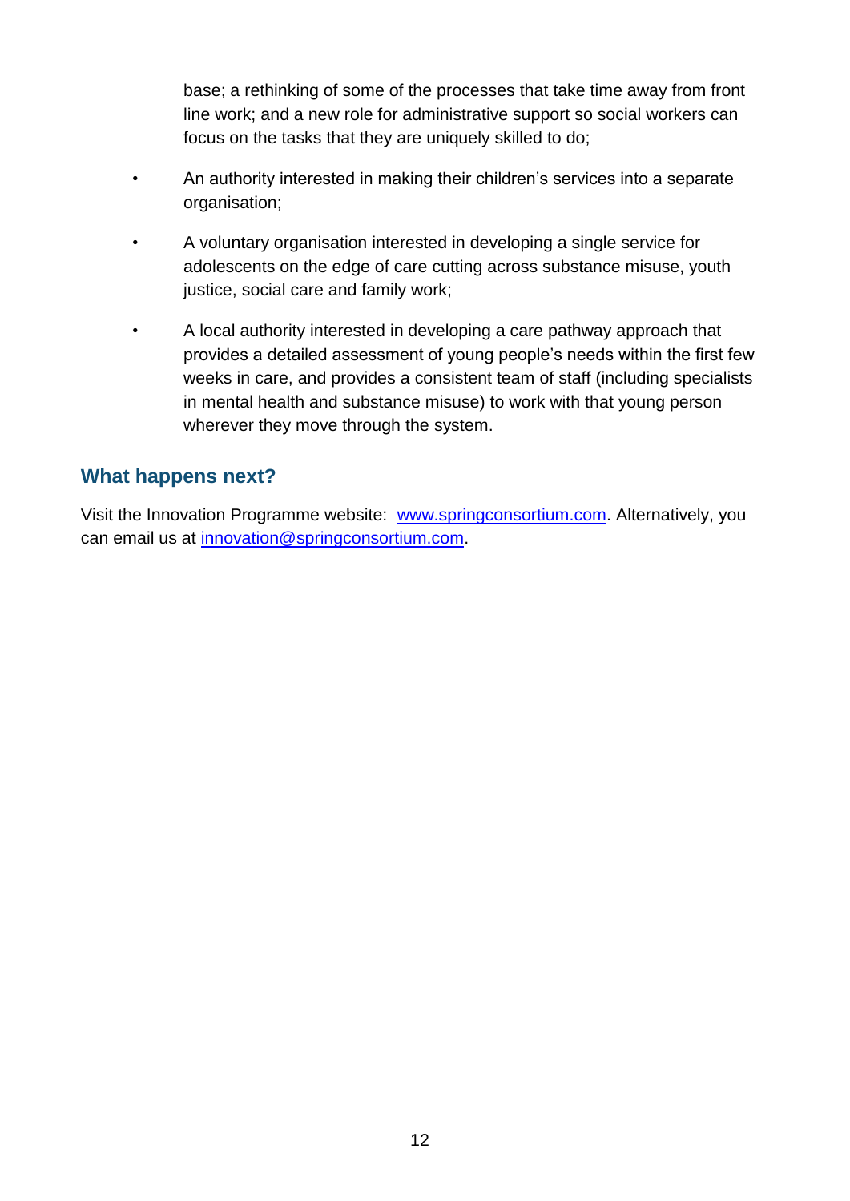base; a rethinking of some of the processes that take time away from front line work; and a new role for administrative support so social workers can focus on the tasks that they are uniquely skilled to do;

- An authority interested in making their children's services into a separate organisation;
- A voluntary organisation interested in developing a single service for adolescents on the edge of care cutting across substance misuse, youth justice, social care and family work;
- A local authority interested in developing a care pathway approach that provides a detailed assessment of young people's needs within the first few weeks in care, and provides a consistent team of staff (including specialists in mental health and substance misuse) to work with that young person wherever they move through the system.

## What happens next?

Visit the Innovation Programme website: [www.springconsortium.com](http://www.springconsortium.com). Alternatively, you can email us at [innovation@springconsortium.com](mailto:innovation@springconsortium.com).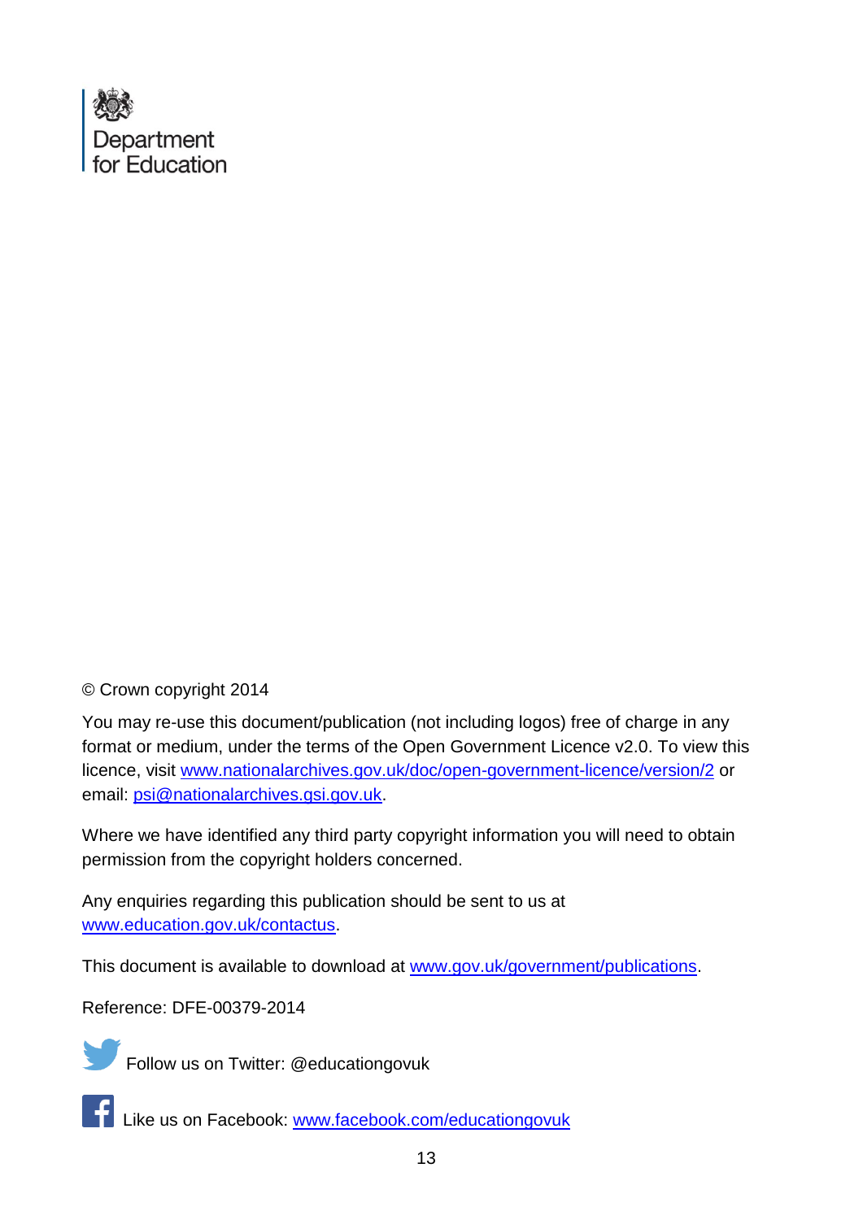Department for Education

© Crown copyright 2014

You may re-use this document/publication (not including logos) free of charge in any format or medium, under the terms of the Open Government Licence v2.0. To view this licence, visit www.nationalarchives.gov.uk/doc/open-government-licence/version/2 or email: psi@nationalarchives.gsi.gov.uk.

Where we have identified any third party copyright information you will need to obtain permission from the copyright holders concerned.

Any enquiries regarding this publication should be sent to us at www.education.gov.uk/contactus.

This document is available to download at www.gov.uk/government/publications.

Reference: DFE-00379-2014

Follow us on Twitter: @educationgovuk

Like us on Facebook: www.facebook.com/educationgovuk